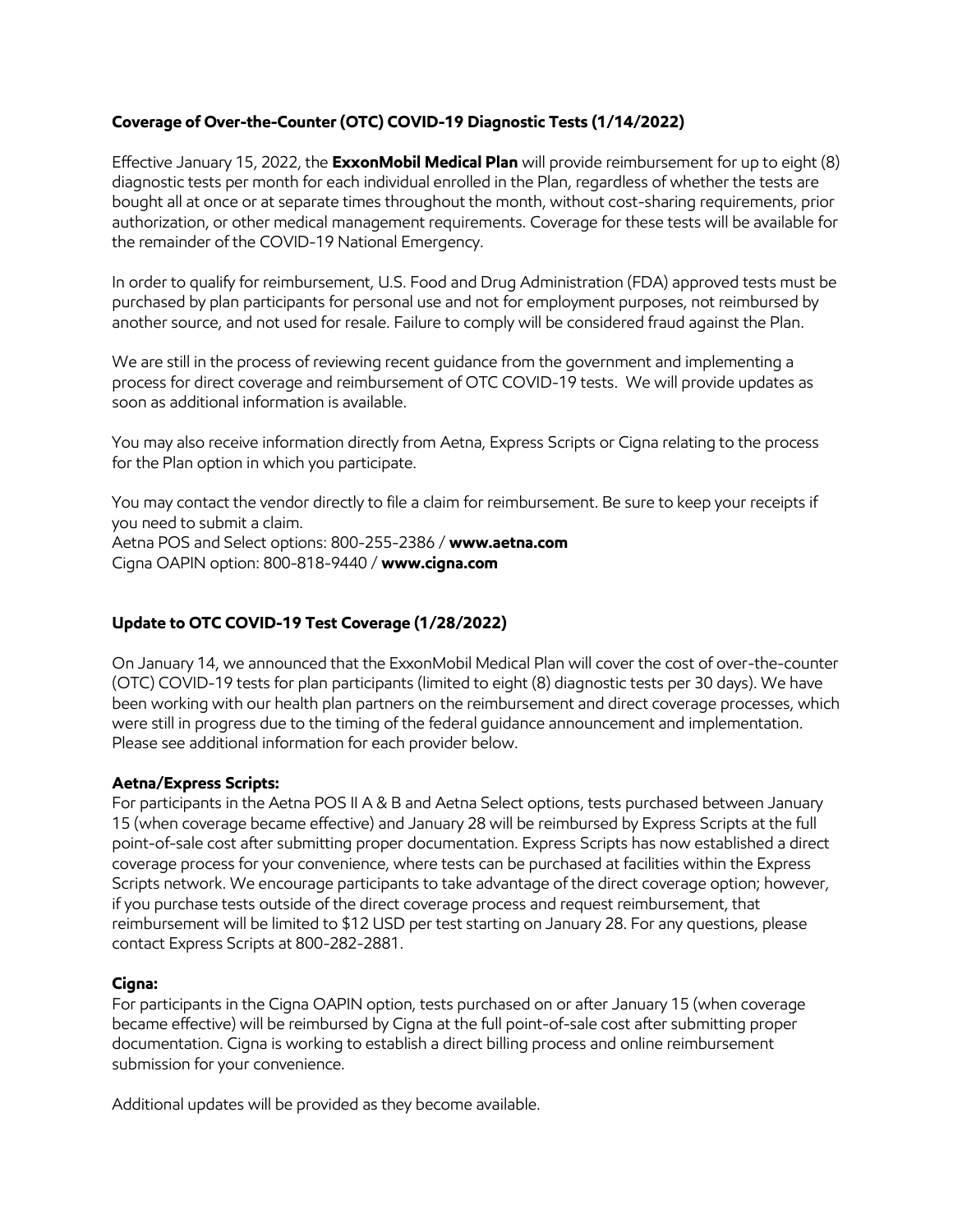## Coverage of Over-the-Counter (OTC) COVID-19 Diagnostic Tests (1/14/2022)

Effective January 15, 2022, the **ExxonMobil Medical Plan** will provide reimbursement for up to eight (8) diagnostic tests per month for each individual enrolled in the Plan, regardless of whether the tests are bought all at once or at separate times throughout the month, without cost-sharing requirements, prior authorization, or other medical management requirements. Coverage for these tests will be available for the remainder of the COVID-19 National Emergency.

In order to qualify for reimbursement, U.S. Food and Drug Administration (FDA) approved tests must be purchased by plan participants for personal use and not for employment purposes, not reimbursed by another source, and not used for resale. Failure to comply will be considered fraud against the Plan.

We are still in the process of reviewing recent guidance from the government and implementing a process for direct coverage and reimbursement of OTC COVID-19 tests. We will provide updates as soon as additional information is available.

You may also receive information directly from Aetna, Express Scripts or Cigna relating to the process for the Plan option in which you participate.

You may contact the vendor directly to file a claim for reimbursement. Be sure to keep your receipts if you need to submit a claim.
Aetna POS and Select options: 800-255-2386 / **www.aetna.com**
Cigna OAPIN option: 800-818-9440 / **www.cigna.com**

## Update to OTC COVID-19 Test Coverage (1/28/2022)

On January 14, we announced that the ExxonMobil Medical Plan will cover the cost of over-the-counter (OTC) COVID-19 tests for plan participants (limited to eight (8) diagnostic tests per 30 days). We have been working with our health plan partners on the reimbursement and direct coverage processes, which were still in progress due to the timing of the federal guidance announcement and implementation. Please see additional information for each provider below.

**Aetna/Express Scripts:**
For participants in the Aetna POS II A & B and Aetna Select options, tests purchased between January 15 (when coverage became effective) and January 28 will be reimbursed by Express Scripts at the full point-of-sale cost after submitting proper documentation. Express Scripts has now established a direct coverage process for your convenience, where tests can be purchased at facilities within the Express Scripts network. We encourage participants to take advantage of the direct coverage option; however, if you purchase tests outside of the direct coverage process and request reimbursement, that reimbursement will be limited to $12 USD per test starting on January 28. For any questions, please contact Express Scripts at 800-282-2881.

**Cigna:**
For participants in the Cigna OAPIN option, tests purchased on or after January 15 (when coverage became effective) will be reimbursed by Cigna at the full point-of-sale cost after submitting proper documentation. Cigna is working to establish a direct billing process and online reimbursement submission for your convenience.

Additional updates will be provided as they become available.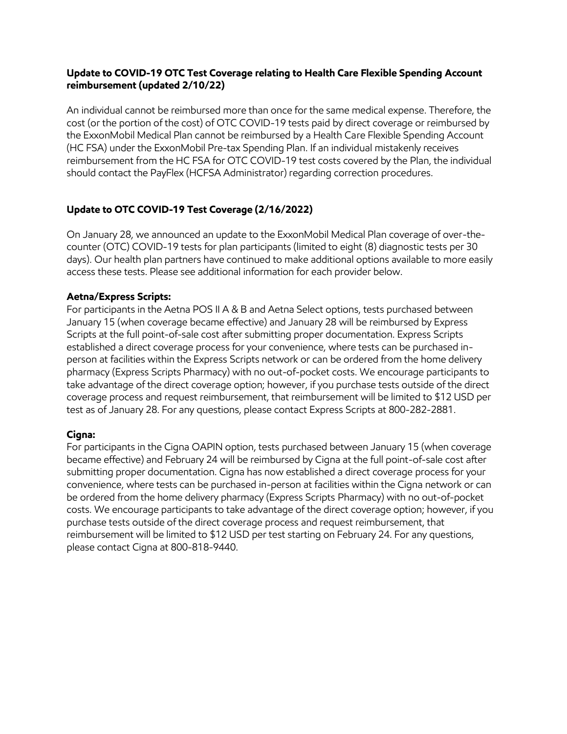### Update to COVID-19 OTC Test Coverage relating to Health Care Flexible Spending Account reimbursement (updated 2/10/22)

An individual cannot be reimbursed more than once for the same medical expense. Therefore, the cost (or the portion of the cost) of OTC COVID-19 tests paid by direct coverage or reimbursed by the ExxonMobil Medical Plan cannot be reimbursed by a Health Care Flexible Spending Account (HC FSA) under the ExxonMobil Pre-tax Spending Plan. If an individual mistakenly receives reimbursement from the HC FSA for OTC COVID-19 test costs covered by the Plan, the individual should contact the PayFlex (HCFSA Administrator) regarding correction procedures.

### Update to OTC COVID-19 Test Coverage (2/16/2022)

On January 28, we announced an update to the ExxonMobil Medical Plan coverage of over-the-counter (OTC) COVID-19 tests for plan participants (limited to eight (8) diagnostic tests per 30 days). Our health plan partners have continued to make additional options available to more easily access these tests. Please see additional information for each provider below.

**Aetna/Express Scripts:**
For participants in the Aetna POS II A & B and Aetna Select options, tests purchased between January 15 (when coverage became effective) and January 28 will be reimbursed by Express Scripts at the full point-of-sale cost after submitting proper documentation. Express Scripts established a direct coverage process for your convenience, where tests can be purchased in-person at facilities within the Express Scripts network or can be ordered from the home delivery pharmacy (Express Scripts Pharmacy) with no out-of-pocket costs. We encourage participants to take advantage of the direct coverage option; however, if you purchase tests outside of the direct coverage process and request reimbursement, that reimbursement will be limited to $12 USD per test as of January 28. For any questions, please contact Express Scripts at 800-282-2881.

**Cigna:**
For participants in the Cigna OAPIN option, tests purchased between January 15 (when coverage became effective) and February 24 will be reimbursed by Cigna at the full point-of-sale cost after submitting proper documentation. Cigna has now established a direct coverage process for your convenience, where tests can be purchased in-person at facilities within the Cigna network or can be ordered from the home delivery pharmacy (Express Scripts Pharmacy) with no out-of-pocket costs. We encourage participants to take advantage of the direct coverage option; however, if you purchase tests outside of the direct coverage process and request reimbursement, that reimbursement will be limited to $12 USD per test starting on February 24. For any questions, please contact Cigna at 800-818-9440.